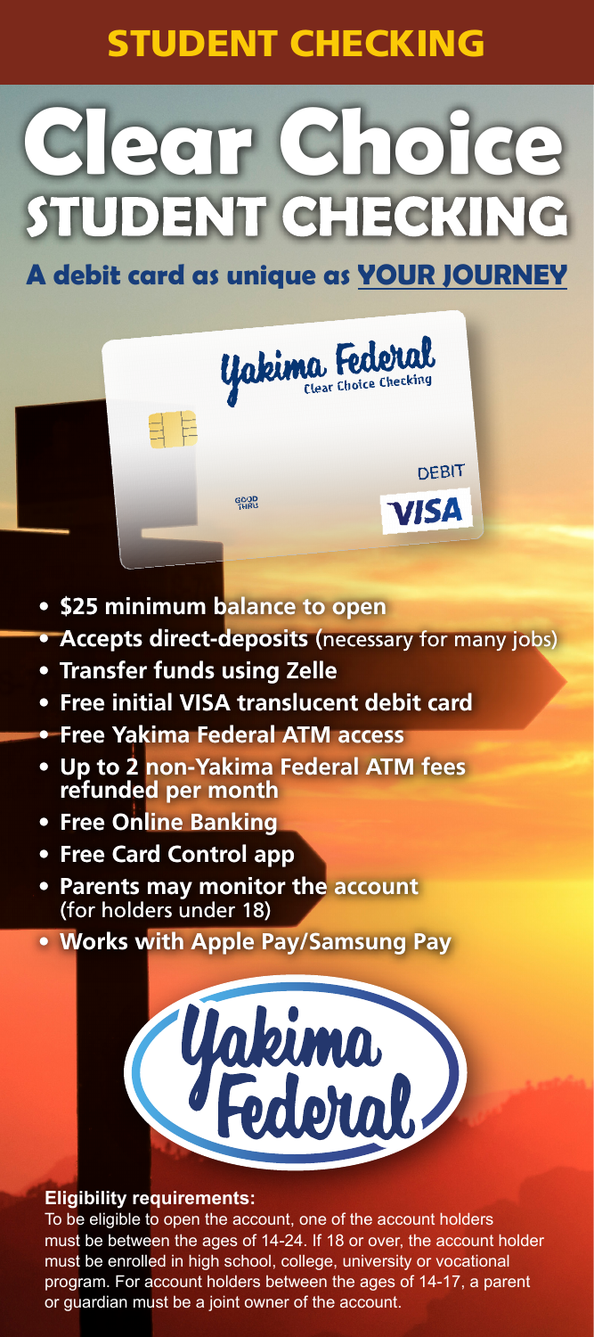# STUDENT CHECKING

# Clear Choice STUDENT CHECKING

## A debit card as unique as YOUR JOURNEY

- **$25 minimum balance to open**
- **Accepts direct-deposits** (necessary for many jobs)
- **Transfer funds using Zelle**
- **Free initial VISA translucent debit card**
- **Free Yakima Federal ATM access**
- **Up to 2 non-Yakima Federal ATM fees refunded per month**
- **Free Online Banking**
- **Free Card Control app**
- **Parents may monitor the account** (for holders under 18)
- **Works with Apple Pay/Samsung Pay**

**Eligibility requirements:**

To be eligible to open the account, one of the account holders must be between the ages of 14-24. If 18 or over, the account holder must be enrolled in high school, college, university or vocational program. For account holders between the ages of 14-17, a parent or guardian must be a joint owner of the account.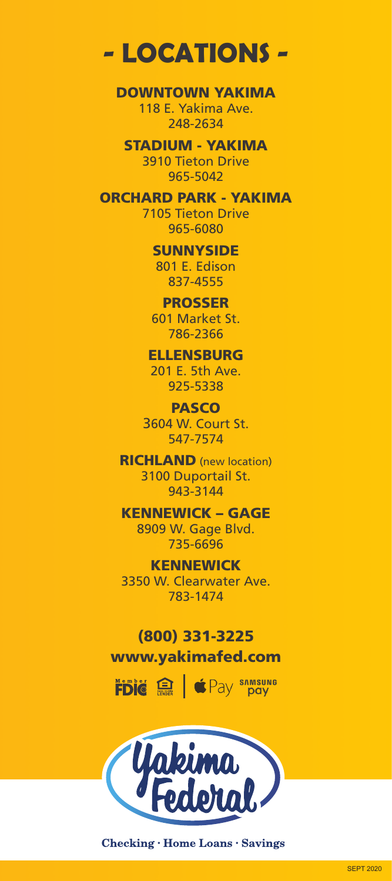# - LOCATIONS -

### DOWNTOWN YAKIMA
118 E. Yakima Ave.
248-2634

### STADIUM - YAKIMA
3910 Tieton Drive
965-5042

### ORCHARD PARK - YAKIMA
7105 Tieton Drive
965-6080

### SUNNYSIDE
801 E. Edison
837-4555

### PROSSER
601 Market St.
786-2366

### ELLENSBURG
201 E. 5th Ave.
925-5338

### PASCO
3604 W. Court St.
547-7574

### RICHLAND (new location)
3100 Duportail St.
943-3144

### KENNEWICK – GAGE
8909 W. Gage Blvd.
735-6696

### KENNEWICK
3350 W. Clearwater Ave.
783-1474

## (800) 331-3225
## www.yakimafed.com

Member FDIC | Equal Housing Lender | Apple Pay | Samsung Pay

Yakima Federal

Checking · Home Loans · Savings

SEPT 2020